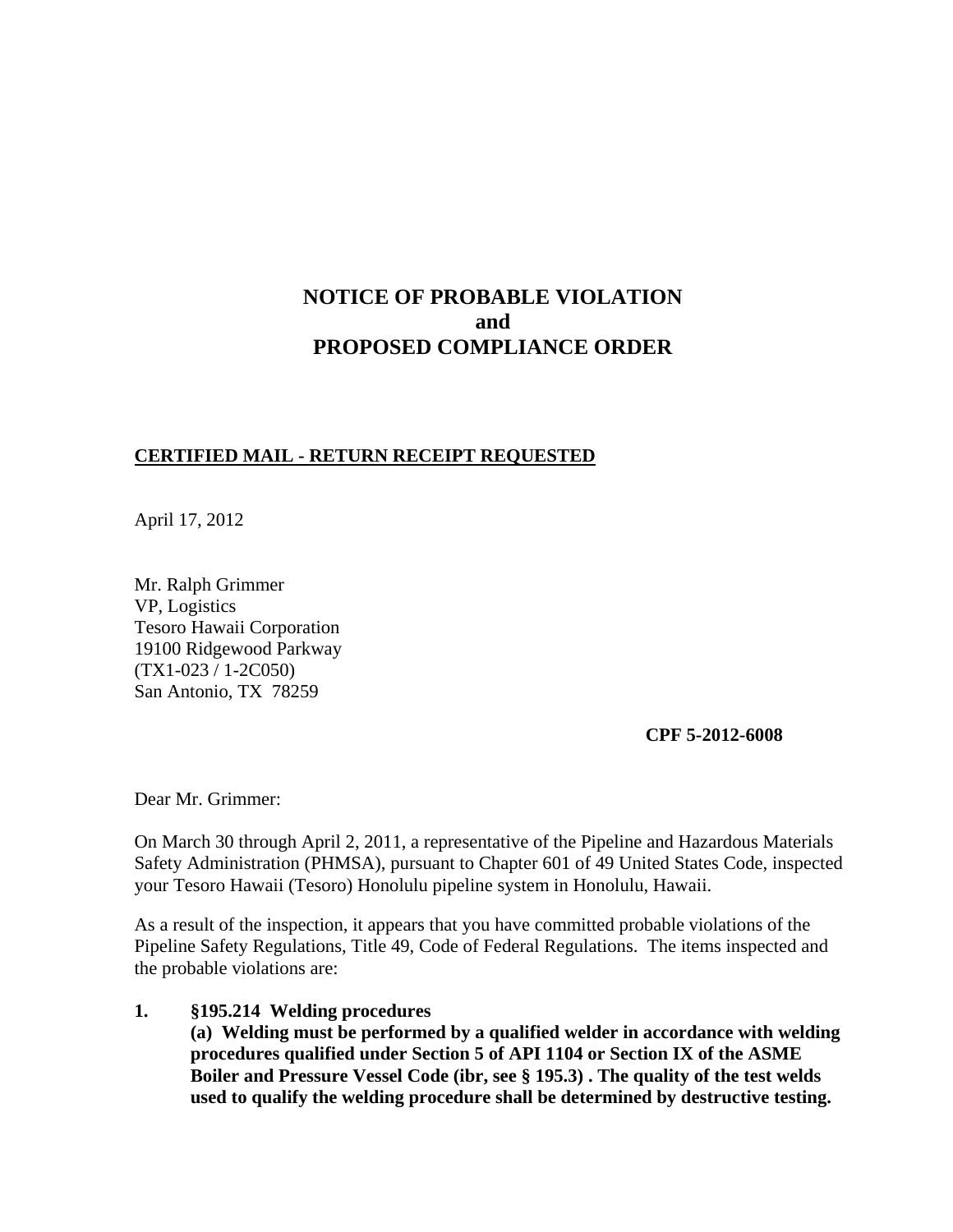# NOTICE OF PROBABLE VIOLATION and PROPOSED COMPLIANCE ORDER

**CERTIFIED MAIL - RETURN RECEIPT REQUESTED**

April 17, 2012

Mr. Ralph Grimmer
VP, Logistics
Tesoro Hawaii Corporation
19100 Ridgewood Parkway
(TX1-023 / 1-2C050)
San Antonio, TX 78259

**CPF 5-2012-6008**

Dear Mr. Grimmer:

On March 30 through April 2, 2011, a representative of the Pipeline and Hazardous Materials Safety Administration (PHMSA), pursuant to Chapter 601 of 49 United States Code, inspected your Tesoro Hawaii (Tesoro) Honolulu pipeline system in Honolulu, Hawaii.

As a result of the inspection, it appears that you have committed probable violations of the Pipeline Safety Regulations, Title 49, Code of Federal Regulations. The items inspected and the probable violations are:

**1. §195.214 Welding procedures**

**(a) Welding must be performed by a qualified welder in accordance with welding procedures qualified under Section 5 of API 1104 or Section IX of the ASME Boiler and Pressure Vessel Code (ibr, see § 195.3) . The quality of the test welds used to qualify the welding procedure shall be determined by destructive testing.**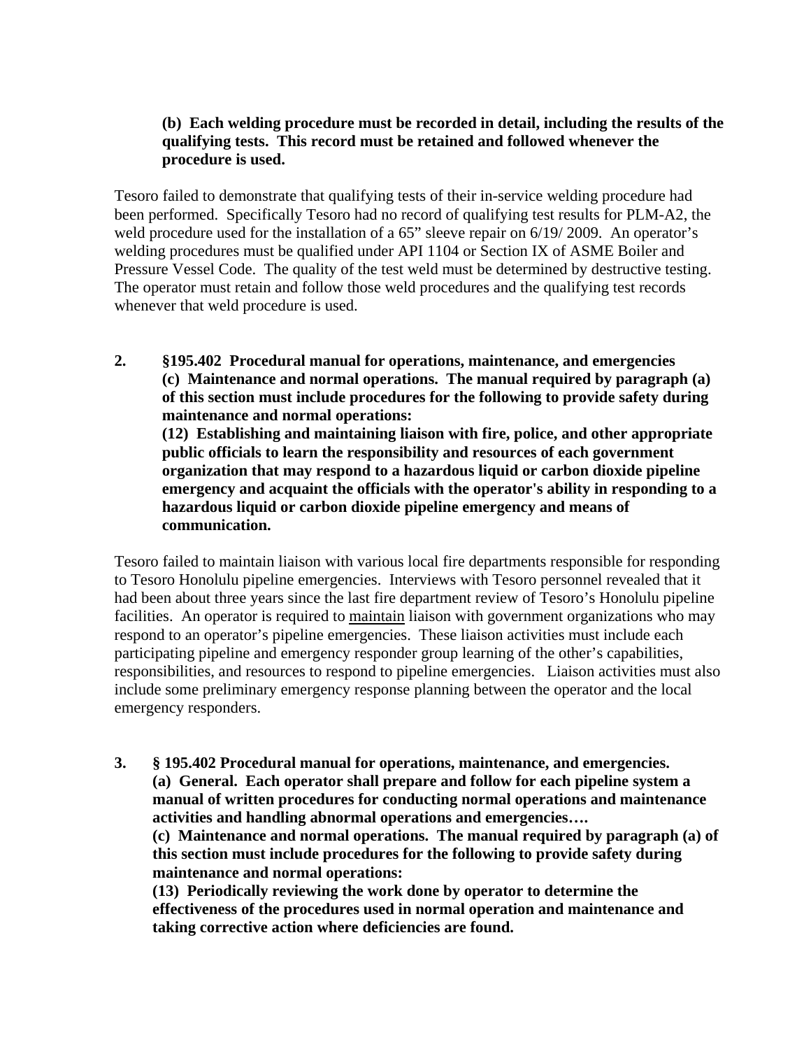**(b) Each welding procedure must be recorded in detail, including the results of the qualifying tests. This record must be retained and followed whenever the procedure is used.**

Tesoro failed to demonstrate that qualifying tests of their in-service welding procedure had been performed. Specifically Tesoro had no record of qualifying test results for PLM-A2, the weld procedure used for the installation of a 65" sleeve repair on 6/19/ 2009. An operator's welding procedures must be qualified under API 1104 or Section IX of ASME Boiler and Pressure Vessel Code. The quality of the test weld must be determined by destructive testing. The operator must retain and follow those weld procedures and the qualifying test records whenever that weld procedure is used.

**2. §195.402 Procedural manual for operations, maintenance, and emergencies**
**(c) Maintenance and normal operations. The manual required by paragraph (a) of this section must include procedures for the following to provide safety during maintenance and normal operations:**
**(12) Establishing and maintaining liaison with fire, police, and other appropriate public officials to learn the responsibility and resources of each government organization that may respond to a hazardous liquid or carbon dioxide pipeline emergency and acquaint the officials with the operator's ability in responding to a hazardous liquid or carbon dioxide pipeline emergency and means of communication.**

Tesoro failed to maintain liaison with various local fire departments responsible for responding to Tesoro Honolulu pipeline emergencies. Interviews with Tesoro personnel revealed that it had been about three years since the last fire department review of Tesoro's Honolulu pipeline facilities. An operator is required to maintain liaison with government organizations who may respond to an operator's pipeline emergencies. These liaison activities must include each participating pipeline and emergency responder group learning of the other's capabilities, responsibilities, and resources to respond to pipeline emergencies. Liaison activities must also include some preliminary emergency response planning between the operator and the local emergency responders.

**3. § 195.402 Procedural manual for operations, maintenance, and emergencies.**
**(a) General. Each operator shall prepare and follow for each pipeline system a manual of written procedures for conducting normal operations and maintenance activities and handling abnormal operations and emergencies….**
**(c) Maintenance and normal operations. The manual required by paragraph (a) of this section must include procedures for the following to provide safety during maintenance and normal operations:**
**(13) Periodically reviewing the work done by operator to determine the effectiveness of the procedures used in normal operation and maintenance and taking corrective action where deficiencies are found.**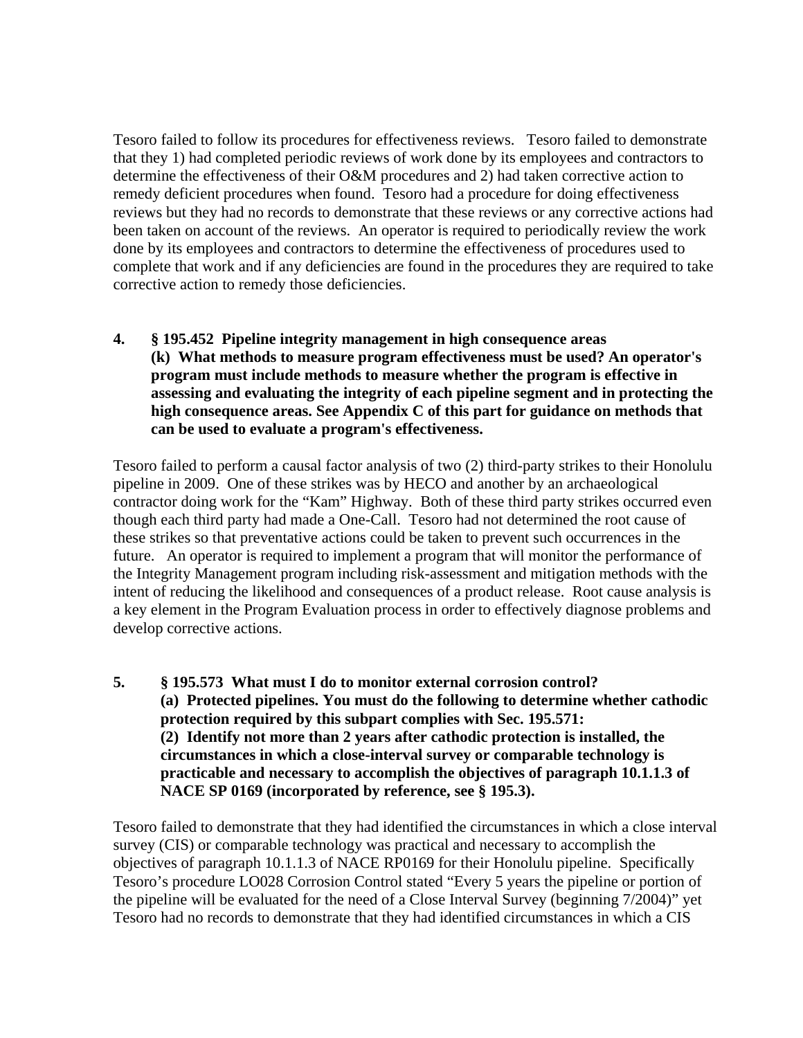Tesoro failed to follow its procedures for effectiveness reviews. Tesoro failed to demonstrate that they 1) had completed periodic reviews of work done by its employees and contractors to determine the effectiveness of their O&M procedures and 2) had taken corrective action to remedy deficient procedures when found. Tesoro had a procedure for doing effectiveness reviews but they had no records to demonstrate that these reviews or any corrective actions had been taken on account of the reviews. An operator is required to periodically review the work done by its employees and contractors to determine the effectiveness of procedures used to complete that work and if any deficiencies are found in the procedures they are required to take corrective action to remedy those deficiencies.

**4. § 195.452 Pipeline integrity management in high consequence areas**
**(k) What methods to measure program effectiveness must be used? An operator's program must include methods to measure whether the program is effective in assessing and evaluating the integrity of each pipeline segment and in protecting the high consequence areas. See Appendix C of this part for guidance on methods that can be used to evaluate a program's effectiveness.**

Tesoro failed to perform a causal factor analysis of two (2) third-party strikes to their Honolulu pipeline in 2009. One of these strikes was by HECO and another by an archaeological contractor doing work for the "Kam" Highway. Both of these third party strikes occurred even though each third party had made a One-Call. Tesoro had not determined the root cause of these strikes so that preventative actions could be taken to prevent such occurrences in the future. An operator is required to implement a program that will monitor the performance of the Integrity Management program including risk-assessment and mitigation methods with the intent of reducing the likelihood and consequences of a product release. Root cause analysis is a key element in the Program Evaluation process in order to effectively diagnose problems and develop corrective actions.

**5. § 195.573 What must I do to monitor external corrosion control?**
**(a) Protected pipelines. You must do the following to determine whether cathodic protection required by this subpart complies with Sec. 195.571:**
**(2) Identify not more than 2 years after cathodic protection is installed, the circumstances in which a close-interval survey or comparable technology is practicable and necessary to accomplish the objectives of paragraph 10.1.1.3 of NACE SP 0169 (incorporated by reference, see § 195.3).**

Tesoro failed to demonstrate that they had identified the circumstances in which a close interval survey (CIS) or comparable technology was practical and necessary to accomplish the objectives of paragraph 10.1.1.3 of NACE RP0169 for their Honolulu pipeline. Specifically Tesoro's procedure LO028 Corrosion Control stated "Every 5 years the pipeline or portion of the pipeline will be evaluated for the need of a Close Interval Survey (beginning 7/2004)" yet Tesoro had no records to demonstrate that they had identified circumstances in which a CIS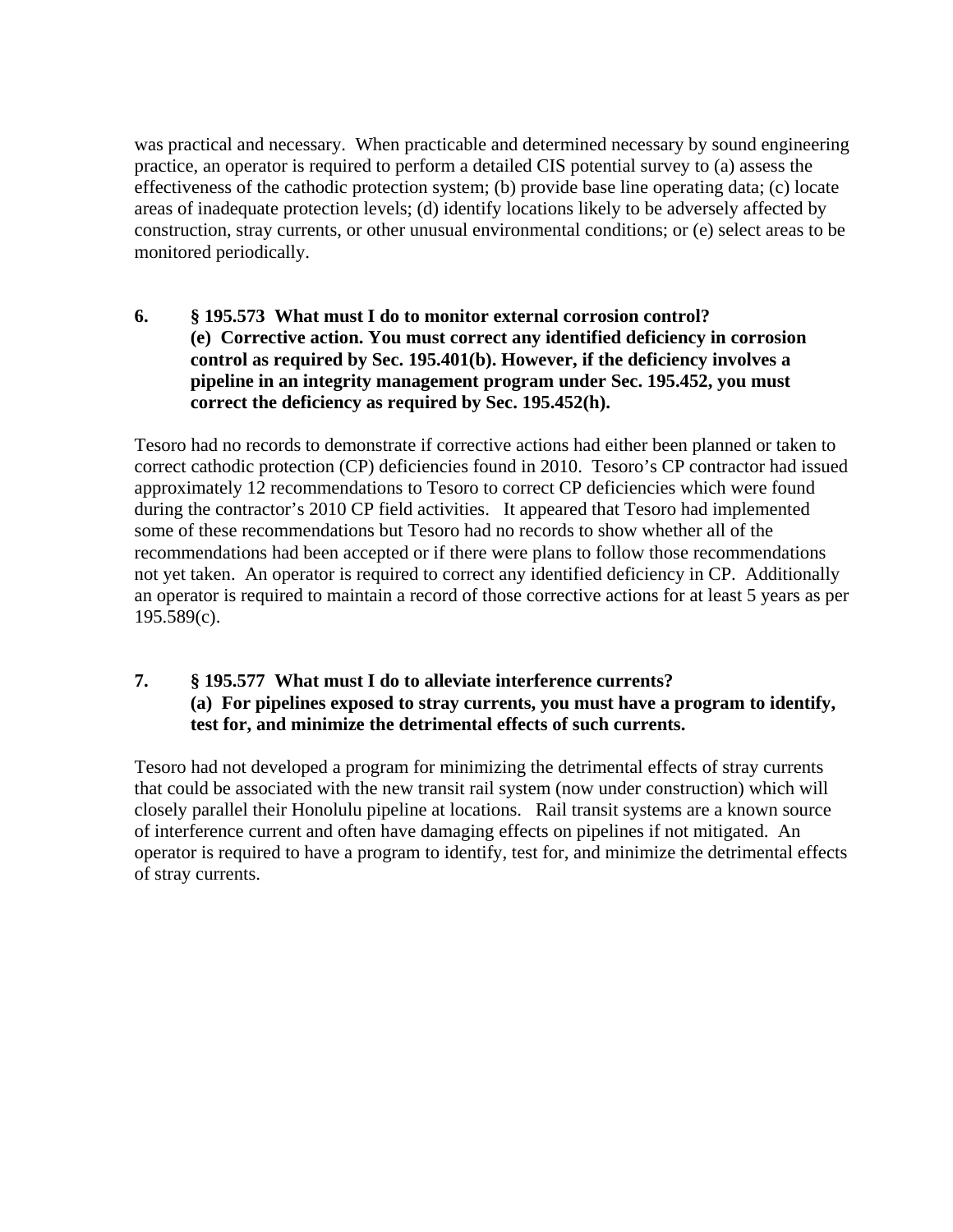was practical and necessary. When practicable and determined necessary by sound engineering practice, an operator is required to perform a detailed CIS potential survey to (a) assess the effectiveness of the cathodic protection system; (b) provide base line operating data; (c) locate areas of inadequate protection levels; (d) identify locations likely to be adversely affected by construction, stray currents, or other unusual environmental conditions; or (e) select areas to be monitored periodically.

**6. § 195.573 What must I do to monitor external corrosion control?**
**(e) Corrective action. You must correct any identified deficiency in corrosion control as required by Sec. 195.401(b). However, if the deficiency involves a pipeline in an integrity management program under Sec. 195.452, you must correct the deficiency as required by Sec. 195.452(h).**

Tesoro had no records to demonstrate if corrective actions had either been planned or taken to correct cathodic protection (CP) deficiencies found in 2010. Tesoro's CP contractor had issued approximately 12 recommendations to Tesoro to correct CP deficiencies which were found during the contractor's 2010 CP field activities. It appeared that Tesoro had implemented some of these recommendations but Tesoro had no records to show whether all of the recommendations had been accepted or if there were plans to follow those recommendations not yet taken. An operator is required to correct any identified deficiency in CP. Additionally an operator is required to maintain a record of those corrective actions for at least 5 years as per 195.589(c).

**7. § 195.577 What must I do to alleviate interference currents?**
**(a) For pipelines exposed to stray currents, you must have a program to identify, test for, and minimize the detrimental effects of such currents.**

Tesoro had not developed a program for minimizing the detrimental effects of stray currents that could be associated with the new transit rail system (now under construction) which will closely parallel their Honolulu pipeline at locations. Rail transit systems are a known source of interference current and often have damaging effects on pipelines if not mitigated. An operator is required to have a program to identify, test for, and minimize the detrimental effects of stray currents.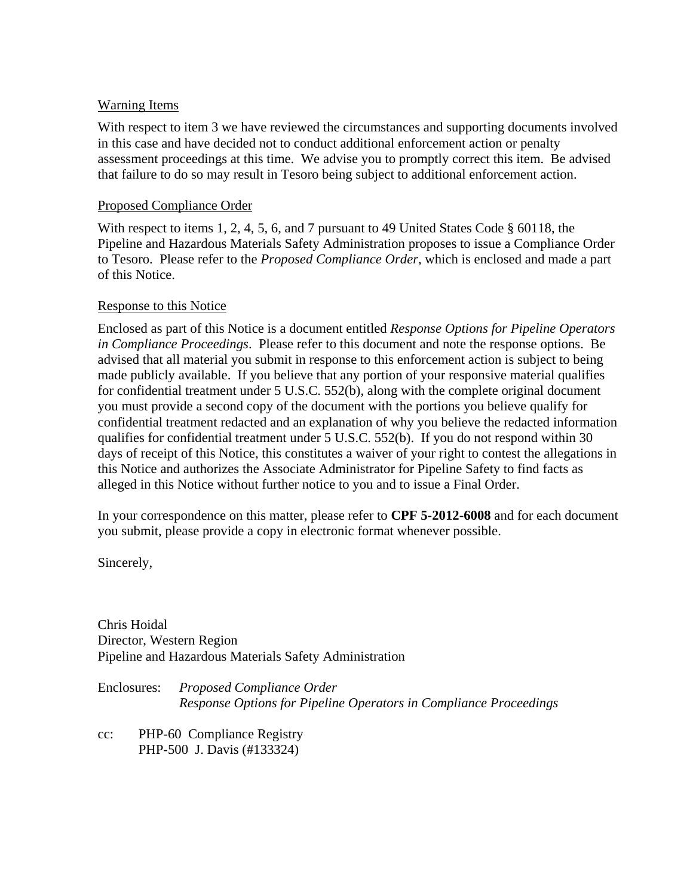Warning Items

With respect to item 3 we have reviewed the circumstances and supporting documents involved in this case and have decided not to conduct additional enforcement action or penalty assessment proceedings at this time. We advise you to promptly correct this item. Be advised that failure to do so may result in Tesoro being subject to additional enforcement action.

Proposed Compliance Order

With respect to items 1, 2, 4, 5, 6, and 7 pursuant to 49 United States Code § 60118, the Pipeline and Hazardous Materials Safety Administration proposes to issue a Compliance Order to Tesoro. Please refer to the *Proposed Compliance Order*, which is enclosed and made a part of this Notice.

Response to this Notice

Enclosed as part of this Notice is a document entitled *Response Options for Pipeline Operators in Compliance Proceedings*. Please refer to this document and note the response options. Be advised that all material you submit in response to this enforcement action is subject to being made publicly available. If you believe that any portion of your responsive material qualifies for confidential treatment under 5 U.S.C. 552(b), along with the complete original document you must provide a second copy of the document with the portions you believe qualify for confidential treatment redacted and an explanation of why you believe the redacted information qualifies for confidential treatment under 5 U.S.C. 552(b). If you do not respond within 30 days of receipt of this Notice, this constitutes a waiver of your right to contest the allegations in this Notice and authorizes the Associate Administrator for Pipeline Safety to find facts as alleged in this Notice without further notice to you and to issue a Final Order.

In your correspondence on this matter, please refer to **CPF 5-2012-6008** and for each document you submit, please provide a copy in electronic format whenever possible.

Sincerely,

Chris Hoidal
Director, Western Region
Pipeline and Hazardous Materials Safety Administration

Enclosures: *Proposed Compliance Order*
*Response Options for Pipeline Operators in Compliance Proceedings*

cc: PHP-60 Compliance Registry
PHP-500 J. Davis (#133324)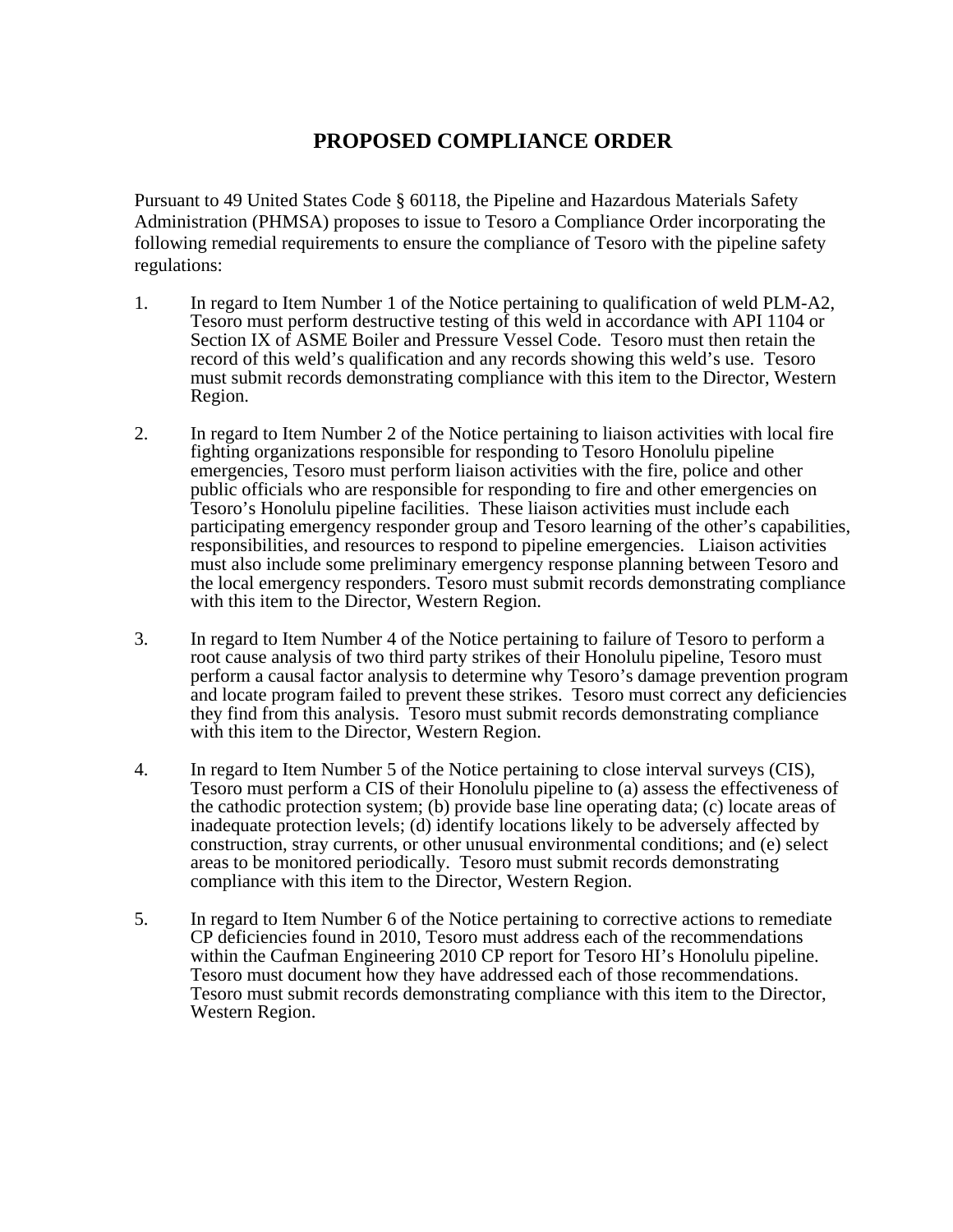# PROPOSED COMPLIANCE ORDER

Pursuant to 49 United States Code § 60118, the Pipeline and Hazardous Materials Safety Administration (PHMSA) proposes to issue to Tesoro a Compliance Order incorporating the following remedial requirements to ensure the compliance of Tesoro with the pipeline safety regulations:

1. In regard to Item Number 1 of the Notice pertaining to qualification of weld PLM-A2, Tesoro must perform destructive testing of this weld in accordance with API 1104 or Section IX of ASME Boiler and Pressure Vessel Code. Tesoro must then retain the record of this weld's qualification and any records showing this weld's use. Tesoro must submit records demonstrating compliance with this item to the Director, Western Region.

2. In regard to Item Number 2 of the Notice pertaining to liaison activities with local fire fighting organizations responsible for responding to Tesoro Honolulu pipeline emergencies, Tesoro must perform liaison activities with the fire, police and other public officials who are responsible for responding to fire and other emergencies on Tesoro's Honolulu pipeline facilities. These liaison activities must include each participating emergency responder group and Tesoro learning of the other's capabilities, responsibilities, and resources to respond to pipeline emergencies. Liaison activities must also include some preliminary emergency response planning between Tesoro and the local emergency responders. Tesoro must submit records demonstrating compliance with this item to the Director, Western Region.

3. In regard to Item Number 4 of the Notice pertaining to failure of Tesoro to perform a root cause analysis of two third party strikes of their Honolulu pipeline, Tesoro must perform a causal factor analysis to determine why Tesoro's damage prevention program and locate program failed to prevent these strikes. Tesoro must correct any deficiencies they find from this analysis. Tesoro must submit records demonstrating compliance with this item to the Director, Western Region.

4. In regard to Item Number 5 of the Notice pertaining to close interval surveys (CIS), Tesoro must perform a CIS of their Honolulu pipeline to (a) assess the effectiveness of the cathodic protection system; (b) provide base line operating data; (c) locate areas of inadequate protection levels; (d) identify locations likely to be adversely affected by construction, stray currents, or other unusual environmental conditions; and (e) select areas to be monitored periodically. Tesoro must submit records demonstrating compliance with this item to the Director, Western Region.

5. In regard to Item Number 6 of the Notice pertaining to corrective actions to remediate CP deficiencies found in 2010, Tesoro must address each of the recommendations within the Caufman Engineering 2010 CP report for Tesoro HI's Honolulu pipeline. Tesoro must document how they have addressed each of those recommendations. Tesoro must submit records demonstrating compliance with this item to the Director, Western Region.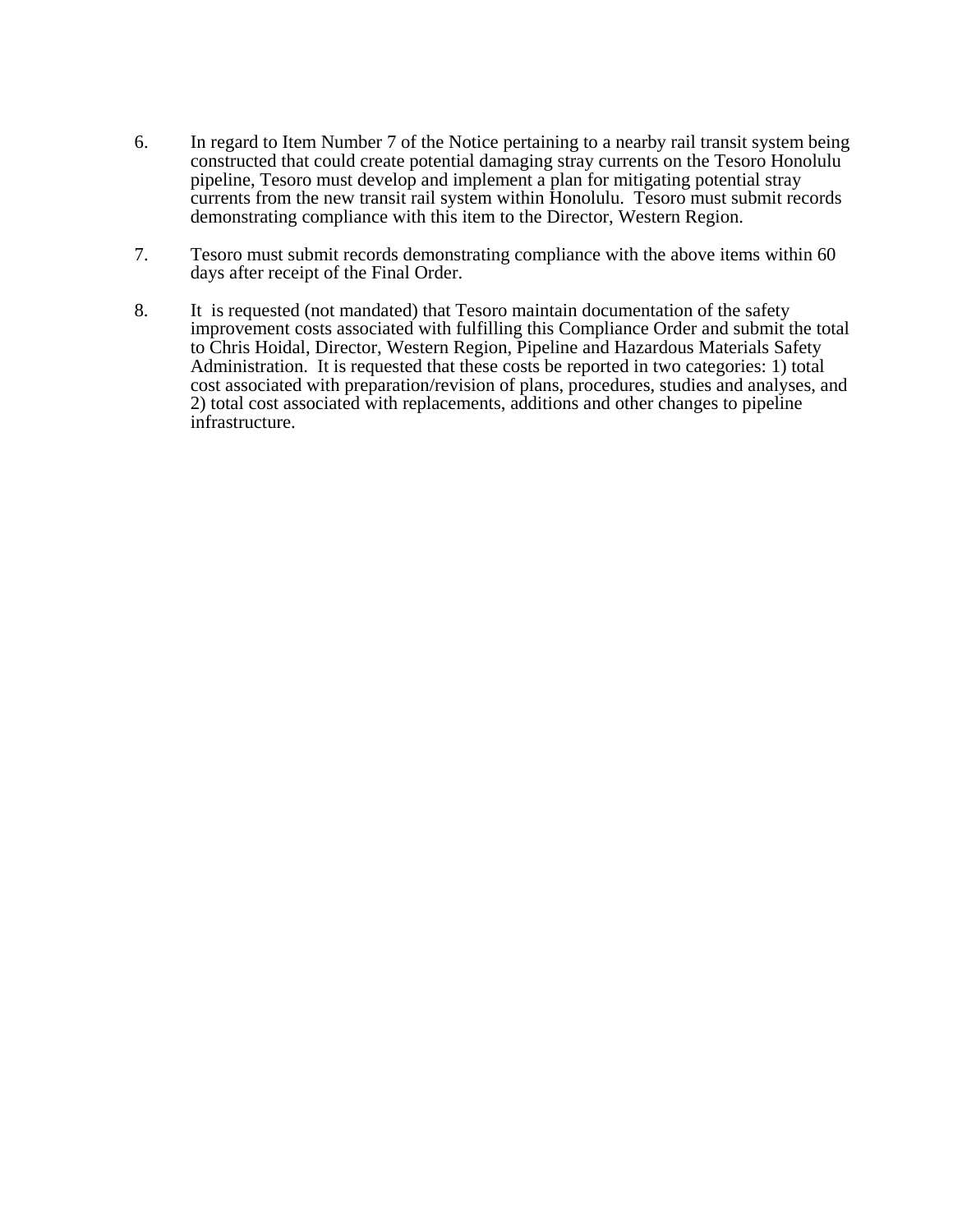6. In regard to Item Number 7 of the Notice pertaining to a nearby rail transit system being constructed that could create potential damaging stray currents on the Tesoro Honolulu pipeline, Tesoro must develop and implement a plan for mitigating potential stray currents from the new transit rail system within Honolulu. Tesoro must submit records demonstrating compliance with this item to the Director, Western Region.

7. Tesoro must submit records demonstrating compliance with the above items within 60 days after receipt of the Final Order.

8. It is requested (not mandated) that Tesoro maintain documentation of the safety improvement costs associated with fulfilling this Compliance Order and submit the total to Chris Hoidal, Director, Western Region, Pipeline and Hazardous Materials Safety Administration. It is requested that these costs be reported in two categories: 1) total cost associated with preparation/revision of plans, procedures, studies and analyses, and 2) total cost associated with replacements, additions and other changes to pipeline infrastructure.